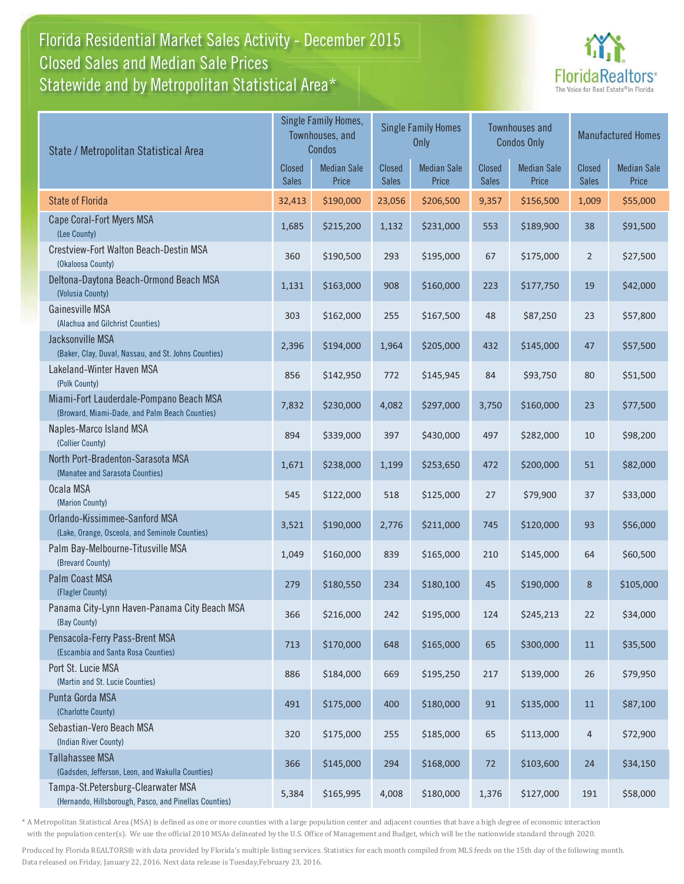# Florida Residential Market Sales Activity - December 2015
## Closed Sales and Median Sale Prices
## Statewide and by Metropolitan Statistical Area*

| State / Metropolitan Statistical Area | Single Family Homes, Townhouses, and Condos | | Single Family Homes Only | | Townhouses and Condos Only | | Manufactured Homes | |
|---|---|---|---|---|---|---|---|---|
| | Closed Sales | Median Sale Price | Closed Sales | Median Sale Price | Closed Sales | Median Sale Price | Closed Sales | Median Sale Price |
| State of Florida | 32,413 | $190,000 | 23,056 | $206,500 | 9,357 | $156,500 | 1,009 | $55,000 |
| Cape Coral-Fort Myers MSA (Lee County) | 1,685 | $215,200 | 1,132 | $231,000 | 553 | $189,900 | 38 | $91,500 |
| Crestview-Fort Walton Beach-Destin MSA (Okaloosa County) | 360 | $190,500 | 293 | $195,000 | 67 | $175,000 | 2 | $27,500 |
| Deltona-Daytona Beach-Ormond Beach MSA (Volusia County) | 1,131 | $163,000 | 908 | $160,000 | 223 | $177,750 | 19 | $42,000 |
| Gainesville MSA (Alachua and Gilchrist Counties) | 303 | $162,000 | 255 | $167,500 | 48 | $87,250 | 23 | $57,800 |
| Jacksonville MSA (Baker, Clay, Duval, Nassau, and St. Johns Counties) | 2,396 | $194,000 | 1,964 | $205,000 | 432 | $145,000 | 47 | $57,500 |
| Lakeland-Winter Haven MSA (Polk County) | 856 | $142,950 | 772 | $145,945 | 84 | $93,750 | 80 | $51,500 |
| Miami-Fort Lauderdale-Pompano Beach MSA (Broward, Miami-Dade, and Palm Beach Counties) | 7,832 | $230,000 | 4,082 | $297,000 | 3,750 | $160,000 | 23 | $77,500 |
| Naples-Marco Island MSA (Collier County) | 894 | $339,000 | 397 | $430,000 | 497 | $282,000 | 10 | $98,200 |
| North Port-Bradenton-Sarasota MSA (Manatee and Sarasota Counties) | 1,671 | $238,000 | 1,199 | $253,650 | 472 | $200,000 | 51 | $82,000 |
| Ocala MSA (Marion County) | 545 | $122,000 | 518 | $125,000 | 27 | $79,900 | 37 | $33,000 |
| Orlando-Kissimmee-Sanford MSA (Lake, Orange, Osceola, and Seminole Counties) | 3,521 | $190,000 | 2,776 | $211,000 | 745 | $120,000 | 93 | $56,000 |
| Palm Bay-Melbourne-Titusville MSA (Brevard County) | 1,049 | $160,000 | 839 | $165,000 | 210 | $145,000 | 64 | $60,500 |
| Palm Coast MSA (Flagler County) | 279 | $180,550 | 234 | $180,100 | 45 | $190,000 | 8 | $105,000 |
| Panama City-Lynn Haven-Panama City Beach MSA (Bay County) | 366 | $216,000 | 242 | $195,000 | 124 | $245,213 | 22 | $34,000 |
| Pensacola-Ferry Pass-Brent MSA (Escambia and Santa Rosa Counties) | 713 | $170,000 | 648 | $165,000 | 65 | $300,000 | 11 | $35,500 |
| Port St. Lucie MSA (Martin and St. Lucie Counties) | 886 | $184,000 | 669 | $195,250 | 217 | $139,000 | 26 | $79,950 |
| Punta Gorda MSA (Charlotte County) | 491 | $175,000 | 400 | $180,000 | 91 | $135,000 | 11 | $87,100 |
| Sebastian-Vero Beach MSA (Indian River County) | 320 | $175,000 | 255 | $185,000 | 65 | $113,000 | 4 | $72,900 |
| Tallahassee MSA (Gadsden, Jefferson, Leon, and Wakulla Counties) | 366 | $145,000 | 294 | $168,000 | 72 | $103,600 | 24 | $34,150 |
| Tampa-St.Petersburg-Clearwater MSA (Hernando, Hillsborough, Pasco, and Pinellas Counties) | 5,384 | $165,995 | 4,008 | $180,000 | 1,376 | $127,000 | 191 | $58,000 |

* A Metropolitan Statistical Area (MSA) is defined as one or more counties with a large population center and adjacent counties that have a high degree of economic interaction with the population center(s). We use the official 2010 MSAs delineated by the U.S. Office of Management and Budget, which will be the nationwide standard through 2020.

Produced by Florida REALTORS® with data provided by Florida's multiple listing services. Statistics for each month compiled from MLS feeds on the 15th day of the following month. Data released on Friday, January 22, 2016. Next data release is Tuesday,February 23, 2016.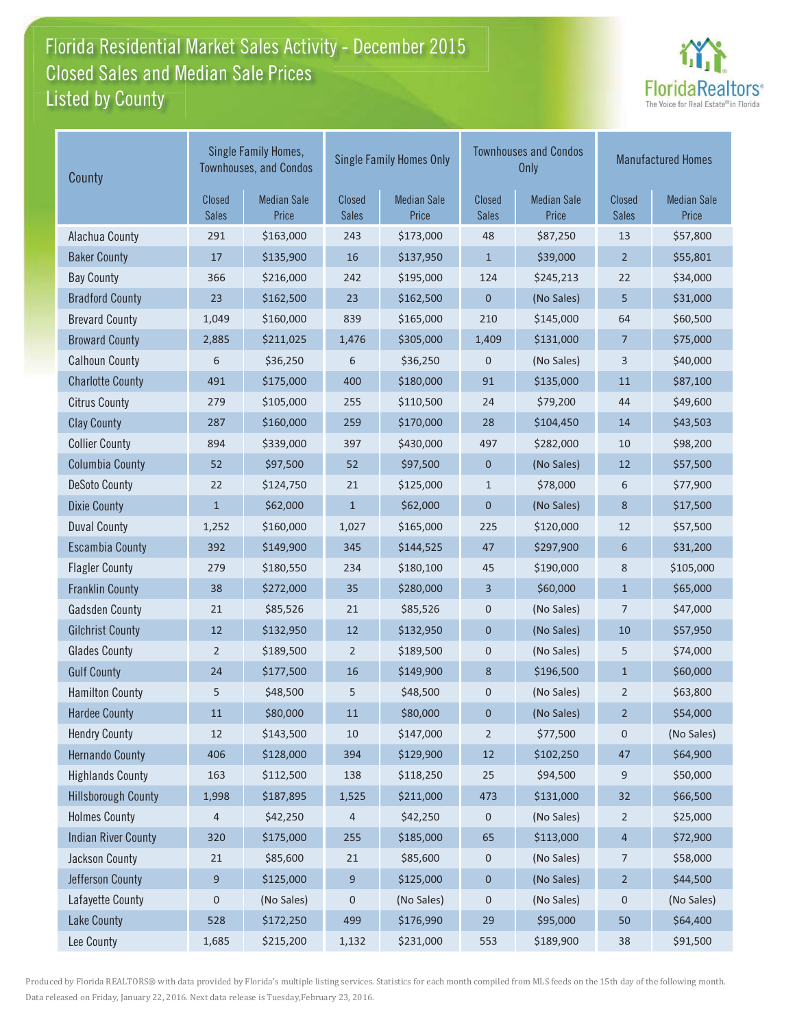# Florida Residential Market Sales Activity - December 2015
## Closed Sales and Median Sale Prices
## Listed by County

| County | Single Family Homes, Townhouses, and Condos | | Single Family Homes Only | | Townhouses and Condos Only | | Manufactured Homes | |
|---|---|---|---|---|---|---|---|---|
| | Closed Sales | Median Sale Price | Closed Sales | Median Sale Price | Closed Sales | Median Sale Price | Closed Sales | Median Sale Price |
| Alachua County | 291 | $163,000 | 243 | $173,000 | 48 | $87,250 | 13 | $57,800 |
| Baker County | 17 | $135,900 | 16 | $137,950 | 1 | $39,000 | 2 | $55,801 |
| Bay County | 366 | $216,000 | 242 | $195,000 | 124 | $245,213 | 22 | $34,000 |
| Bradford County | 23 | $162,500 | 23 | $162,500 | 0 | (No Sales) | 5 | $31,000 |
| Brevard County | 1,049 | $160,000 | 839 | $165,000 | 210 | $145,000 | 64 | $60,500 |
| Broward County | 2,885 | $211,025 | 1,476 | $305,000 | 1,409 | $131,000 | 7 | $75,000 |
| Calhoun County | 6 | $36,250 | 6 | $36,250 | 0 | (No Sales) | 3 | $40,000 |
| Charlotte County | 491 | $175,000 | 400 | $180,000 | 91 | $135,000 | 11 | $87,100 |
| Citrus County | 279 | $105,000 | 255 | $110,500 | 24 | $79,200 | 44 | $49,600 |
| Clay County | 287 | $160,000 | 259 | $170,000 | 28 | $104,450 | 14 | $43,503 |
| Collier County | 894 | $339,000 | 397 | $430,000 | 497 | $282,000 | 10 | $98,200 |
| Columbia County | 52 | $97,500 | 52 | $97,500 | 0 | (No Sales) | 12 | $57,500 |
| DeSoto County | 22 | $124,750 | 21 | $125,000 | 1 | $78,000 | 6 | $77,900 |
| Dixie County | 1 | $62,000 | 1 | $62,000 | 0 | (No Sales) | 8 | $17,500 |
| Duval County | 1,252 | $160,000 | 1,027 | $165,000 | 225 | $120,000 | 12 | $57,500 |
| Escambia County | 392 | $149,900 | 345 | $144,525 | 47 | $297,900 | 6 | $31,200 |
| Flagler County | 279 | $180,550 | 234 | $180,100 | 45 | $190,000 | 8 | $105,000 |
| Franklin County | 38 | $272,000 | 35 | $280,000 | 3 | $60,000 | 1 | $65,000 |
| Gadsden County | 21 | $85,526 | 21 | $85,526 | 0 | (No Sales) | 7 | $47,000 |
| Gilchrist County | 12 | $132,950 | 12 | $132,950 | 0 | (No Sales) | 10 | $57,950 |
| Glades County | 2 | $189,500 | 2 | $189,500 | 0 | (No Sales) | 5 | $74,000 |
| Gulf County | 24 | $177,500 | 16 | $149,900 | 8 | $196,500 | 1 | $60,000 |
| Hamilton County | 5 | $48,500 | 5 | $48,500 | 0 | (No Sales) | 2 | $63,800 |
| Hardee County | 11 | $80,000 | 11 | $80,000 | 0 | (No Sales) | 2 | $54,000 |
| Hendry County | 12 | $143,500 | 10 | $147,000 | 2 | $77,500 | 0 | (No Sales) |
| Hernando County | 406 | $128,000 | 394 | $129,900 | 12 | $102,250 | 47 | $64,900 |
| Highlands County | 163 | $112,500 | 138 | $118,250 | 25 | $94,500 | 9 | $50,000 |
| Hillsborough County | 1,998 | $187,895 | 1,525 | $211,000 | 473 | $131,000 | 32 | $66,500 |
| Holmes County | 4 | $42,250 | 4 | $42,250 | 0 | (No Sales) | 2 | $25,000 |
| Indian River County | 320 | $175,000 | 255 | $185,000 | 65 | $113,000 | 4 | $72,900 |
| Jackson County | 21 | $85,600 | 21 | $85,600 | 0 | (No Sales) | 7 | $58,000 |
| Jefferson County | 9 | $125,000 | 9 | $125,000 | 0 | (No Sales) | 2 | $44,500 |
| Lafayette County | 0 | (No Sales) | 0 | (No Sales) | 0 | (No Sales) | 0 | (No Sales) |
| Lake County | 528 | $172,250 | 499 | $176,990 | 29 | $95,000 | 50 | $64,400 |
| Lee County | 1,685 | $215,200 | 1,132 | $231,000 | 553 | $189,900 | 38 | $91,500 |

Produced by Florida REALTORS® with data provided by Florida's multiple listing services. Statistics for each month compiled from MLS feeds on the 15th day of the following month. Data released on Friday, January 22, 2016. Next data release is Tuesday,February 23, 2016.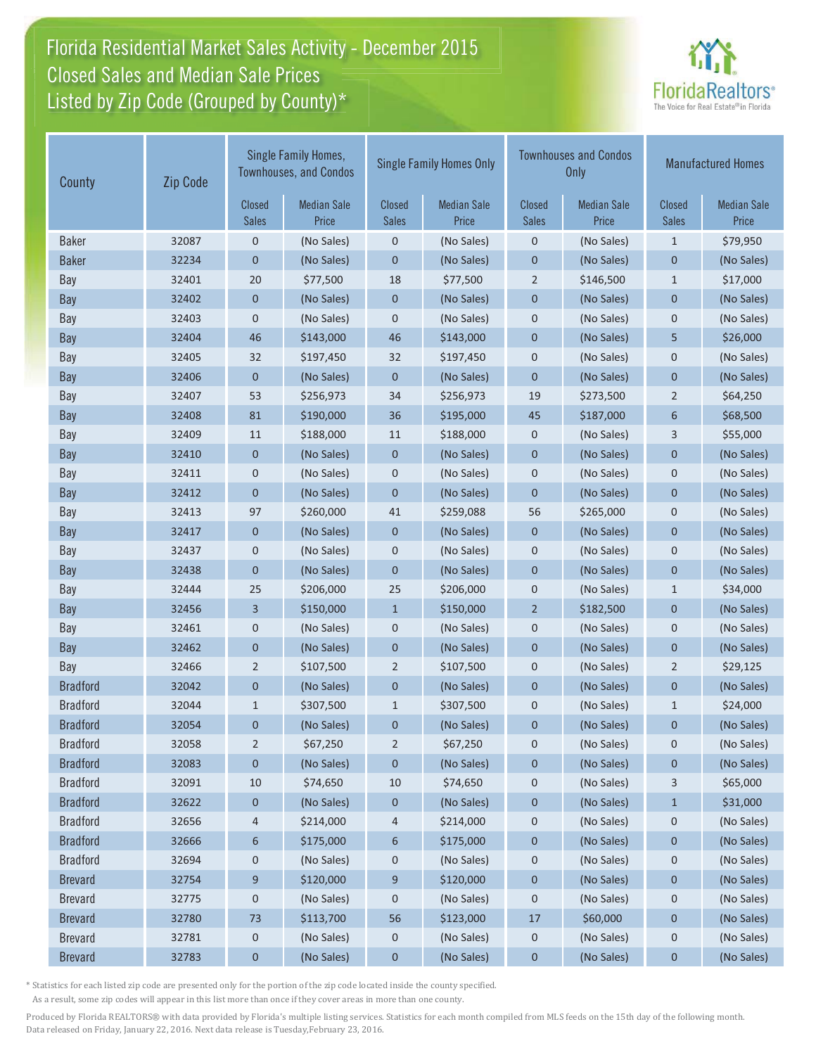# Florida Residential Market Sales Activity - December 2015
## Closed Sales and Median Sale Prices
## Listed by Zip Code (Grouped by County)*

| County | Zip Code | Single Family Homes, Townhouses, and Condos | | Single Family Homes Only | | Townhouses and Condos Only | | Manufactured Homes | |
|---|---|---|---|---|---|---|---|---|---|
| | | Closed Sales | Median Sale Price | Closed Sales | Median Sale Price | Closed Sales | Median Sale Price | Closed Sales | Median Sale Price |
| Baker | 32087 | 0 | (No Sales) | 0 | (No Sales) | 0 | (No Sales) | 1 | $79,950 |
| Baker | 32234 | 0 | (No Sales) | 0 | (No Sales) | 0 | (No Sales) | 0 | (No Sales) |
| Bay | 32401 | 20 | $77,500 | 18 | $77,500 | 2 | $146,500 | 1 | $17,000 |
| Bay | 32402 | 0 | (No Sales) | 0 | (No Sales) | 0 | (No Sales) | 0 | (No Sales) |
| Bay | 32403 | 0 | (No Sales) | 0 | (No Sales) | 0 | (No Sales) | 0 | (No Sales) |
| Bay | 32404 | 46 | $143,000 | 46 | $143,000 | 0 | (No Sales) | 5 | $26,000 |
| Bay | 32405 | 32 | $197,450 | 32 | $197,450 | 0 | (No Sales) | 0 | (No Sales) |
| Bay | 32406 | 0 | (No Sales) | 0 | (No Sales) | 0 | (No Sales) | 0 | (No Sales) |
| Bay | 32407 | 53 | $256,973 | 34 | $256,973 | 19 | $273,500 | 2 | $64,250 |
| Bay | 32408 | 81 | $190,000 | 36 | $195,000 | 45 | $187,000 | 6 | $68,500 |
| Bay | 32409 | 11 | $188,000 | 11 | $188,000 | 0 | (No Sales) | 3 | $55,000 |
| Bay | 32410 | 0 | (No Sales) | 0 | (No Sales) | 0 | (No Sales) | 0 | (No Sales) |
| Bay | 32411 | 0 | (No Sales) | 0 | (No Sales) | 0 | (No Sales) | 0 | (No Sales) |
| Bay | 32412 | 0 | (No Sales) | 0 | (No Sales) | 0 | (No Sales) | 0 | (No Sales) |
| Bay | 32413 | 97 | $260,000 | 41 | $259,088 | 56 | $265,000 | 0 | (No Sales) |
| Bay | 32417 | 0 | (No Sales) | 0 | (No Sales) | 0 | (No Sales) | 0 | (No Sales) |
| Bay | 32437 | 0 | (No Sales) | 0 | (No Sales) | 0 | (No Sales) | 0 | (No Sales) |
| Bay | 32438 | 0 | (No Sales) | 0 | (No Sales) | 0 | (No Sales) | 0 | (No Sales) |
| Bay | 32444 | 25 | $206,000 | 25 | $206,000 | 0 | (No Sales) | 1 | $34,000 |
| Bay | 32456 | 3 | $150,000 | 1 | $150,000 | 2 | $182,500 | 0 | (No Sales) |
| Bay | 32461 | 0 | (No Sales) | 0 | (No Sales) | 0 | (No Sales) | 0 | (No Sales) |
| Bay | 32462 | 0 | (No Sales) | 0 | (No Sales) | 0 | (No Sales) | 0 | (No Sales) |
| Bay | 32466 | 2 | $107,500 | 2 | $107,500 | 0 | (No Sales) | 2 | $29,125 |
| Bradford | 32042 | 0 | (No Sales) | 0 | (No Sales) | 0 | (No Sales) | 0 | (No Sales) |
| Bradford | 32044 | 1 | $307,500 | 1 | $307,500 | 0 | (No Sales) | 1 | $24,000 |
| Bradford | 32054 | 0 | (No Sales) | 0 | (No Sales) | 0 | (No Sales) | 0 | (No Sales) |
| Bradford | 32058 | 2 | $67,250 | 2 | $67,250 | 0 | (No Sales) | 0 | (No Sales) |
| Bradford | 32083 | 0 | (No Sales) | 0 | (No Sales) | 0 | (No Sales) | 0 | (No Sales) |
| Bradford | 32091 | 10 | $74,650 | 10 | $74,650 | 0 | (No Sales) | 3 | $65,000 |
| Bradford | 32622 | 0 | (No Sales) | 0 | (No Sales) | 0 | (No Sales) | 1 | $31,000 |
| Bradford | 32656 | 4 | $214,000 | 4 | $214,000 | 0 | (No Sales) | 0 | (No Sales) |
| Bradford | 32666 | 6 | $175,000 | 6 | $175,000 | 0 | (No Sales) | 0 | (No Sales) |
| Bradford | 32694 | 0 | (No Sales) | 0 | (No Sales) | 0 | (No Sales) | 0 | (No Sales) |
| Brevard | 32754 | 9 | $120,000 | 9 | $120,000 | 0 | (No Sales) | 0 | (No Sales) |
| Brevard | 32775 | 0 | (No Sales) | 0 | (No Sales) | 0 | (No Sales) | 0 | (No Sales) |
| Brevard | 32780 | 73 | $113,700 | 56 | $123,000 | 17 | $60,000 | 0 | (No Sales) |
| Brevard | 32781 | 0 | (No Sales) | 0 | (No Sales) | 0 | (No Sales) | 0 | (No Sales) |
| Brevard | 32783 | 0 | (No Sales) | 0 | (No Sales) | 0 | (No Sales) | 0 | (No Sales) |

\* Statistics for each listed zip code are presented only for the portion of the zip code located inside the county specified. As a result, some zip codes will appear in this list more than once if they cover areas in more than one county.

Produced by Florida REALTORS® with data provided by Florida's multiple listing services. Statistics for each month compiled from MLS feeds on the 15th day of the following month. Data released on Friday, January 22, 2016. Next data release is Tuesday, February 23, 2016.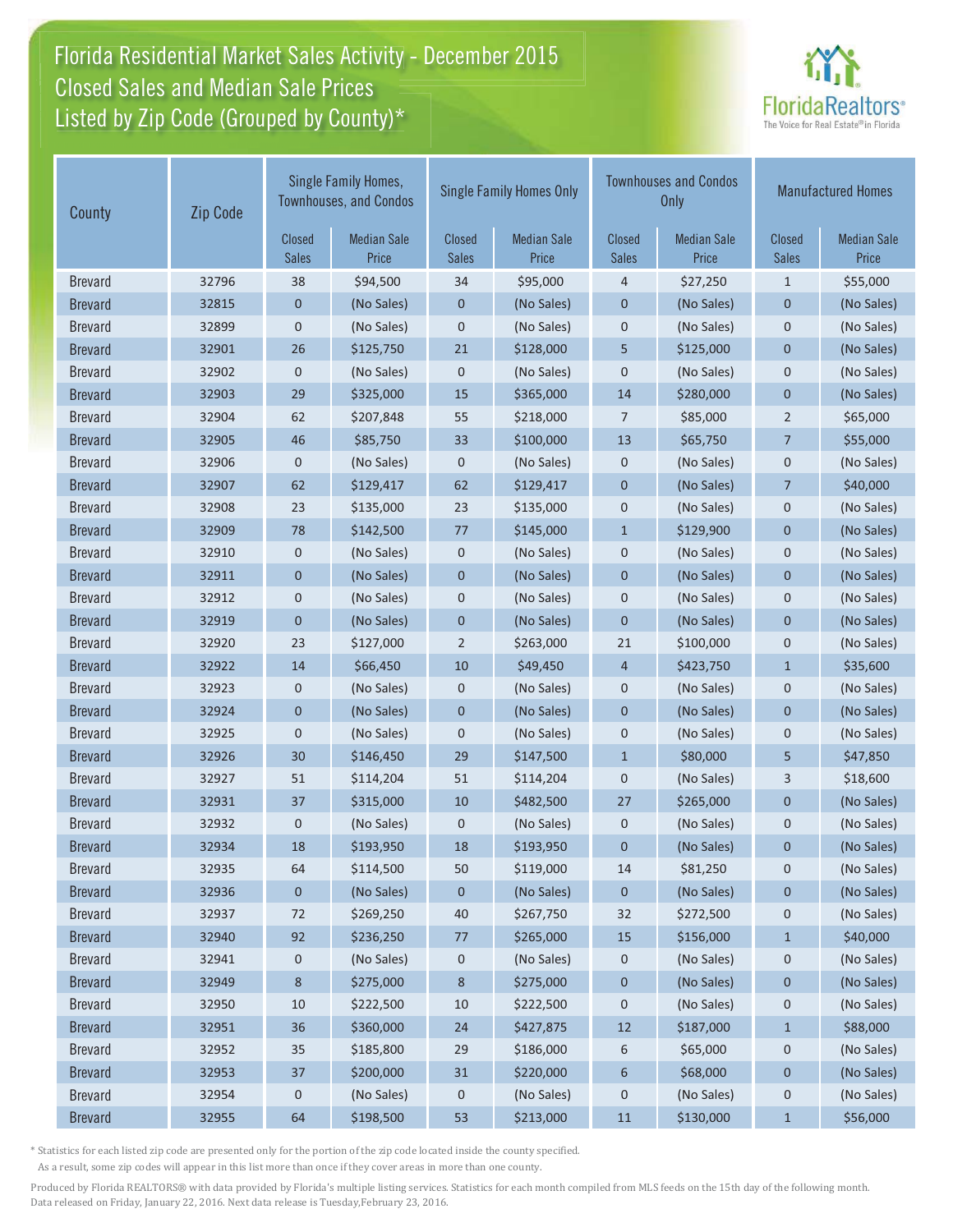# Florida Residential Market Sales Activity - December 2015
## Closed Sales and Median Sale Prices
## Listed by Zip Code (Grouped by County)*

FloridaRealtors® The Voice for Real Estate® in Florida

| County | Zip Code | Single Family Homes, Townhouses, and Condos | | Single Family Homes Only | | Townhouses and Condos Only | | Manufactured Homes | |
|---|---|---|---|---|---|---|---|---|---|
| | | Closed Sales | Median Sale Price | Closed Sales | Median Sale Price | Closed Sales | Median Sale Price | Closed Sales | Median Sale Price |
| Brevard | 32796 | 38 | $94,500 | 34 | $95,000 | 4 | $27,250 | 1 | $55,000 |
| Brevard | 32815 | 0 | (No Sales) | 0 | (No Sales) | 0 | (No Sales) | 0 | (No Sales) |
| Brevard | 32899 | 0 | (No Sales) | 0 | (No Sales) | 0 | (No Sales) | 0 | (No Sales) |
| Brevard | 32901 | 26 | $125,750 | 21 | $128,000 | 5 | $125,000 | 0 | (No Sales) |
| Brevard | 32902 | 0 | (No Sales) | 0 | (No Sales) | 0 | (No Sales) | 0 | (No Sales) |
| Brevard | 32903 | 29 | $325,000 | 15 | $365,000 | 14 | $280,000 | 0 | (No Sales) |
| Brevard | 32904 | 62 | $207,848 | 55 | $218,000 | 7 | $85,000 | 2 | $65,000 |
| Brevard | 32905 | 46 | $85,750 | 33 | $100,000 | 13 | $65,750 | 7 | $55,000 |
| Brevard | 32906 | 0 | (No Sales) | 0 | (No Sales) | 0 | (No Sales) | 0 | (No Sales) |
| Brevard | 32907 | 62 | $129,417 | 62 | $129,417 | 0 | (No Sales) | 7 | $40,000 |
| Brevard | 32908 | 23 | $135,000 | 23 | $135,000 | 0 | (No Sales) | 0 | (No Sales) |
| Brevard | 32909 | 78 | $142,500 | 77 | $145,000 | 1 | $129,900 | 0 | (No Sales) |
| Brevard | 32910 | 0 | (No Sales) | 0 | (No Sales) | 0 | (No Sales) | 0 | (No Sales) |
| Brevard | 32911 | 0 | (No Sales) | 0 | (No Sales) | 0 | (No Sales) | 0 | (No Sales) |
| Brevard | 32912 | 0 | (No Sales) | 0 | (No Sales) | 0 | (No Sales) | 0 | (No Sales) |
| Brevard | 32919 | 0 | (No Sales) | 0 | (No Sales) | 0 | (No Sales) | 0 | (No Sales) |
| Brevard | 32920 | 23 | $127,000 | 2 | $263,000 | 21 | $100,000 | 0 | (No Sales) |
| Brevard | 32922 | 14 | $66,450 | 10 | $49,450 | 4 | $423,750 | 1 | $35,600 |
| Brevard | 32923 | 0 | (No Sales) | 0 | (No Sales) | 0 | (No Sales) | 0 | (No Sales) |
| Brevard | 32924 | 0 | (No Sales) | 0 | (No Sales) | 0 | (No Sales) | 0 | (No Sales) |
| Brevard | 32925 | 0 | (No Sales) | 0 | (No Sales) | 0 | (No Sales) | 0 | (No Sales) |
| Brevard | 32926 | 30 | $146,450 | 29 | $147,500 | 1 | $80,000 | 5 | $47,850 |
| Brevard | 32927 | 51 | $114,204 | 51 | $114,204 | 0 | (No Sales) | 3 | $18,600 |
| Brevard | 32931 | 37 | $315,000 | 10 | $482,500 | 27 | $265,000 | 0 | (No Sales) |
| Brevard | 32932 | 0 | (No Sales) | 0 | (No Sales) | 0 | (No Sales) | 0 | (No Sales) |
| Brevard | 32934 | 18 | $193,950 | 18 | $193,950 | 0 | (No Sales) | 0 | (No Sales) |
| Brevard | 32935 | 64 | $114,500 | 50 | $119,000 | 14 | $81,250 | 0 | (No Sales) |
| Brevard | 32936 | 0 | (No Sales) | 0 | (No Sales) | 0 | (No Sales) | 0 | (No Sales) |
| Brevard | 32937 | 72 | $269,250 | 40 | $267,750 | 32 | $272,500 | 0 | (No Sales) |
| Brevard | 32940 | 92 | $236,250 | 77 | $265,000 | 15 | $156,000 | 1 | $40,000 |
| Brevard | 32941 | 0 | (No Sales) | 0 | (No Sales) | 0 | (No Sales) | 0 | (No Sales) |
| Brevard | 32949 | 8 | $275,000 | 8 | $275,000 | 0 | (No Sales) | 0 | (No Sales) |
| Brevard | 32950 | 10 | $222,500 | 10 | $222,500 | 0 | (No Sales) | 0 | (No Sales) |
| Brevard | 32951 | 36 | $360,000 | 24 | $427,875 | 12 | $187,000 | 1 | $88,000 |
| Brevard | 32952 | 35 | $185,800 | 29 | $186,000 | 6 | $65,000 | 0 | (No Sales) |
| Brevard | 32953 | 37 | $200,000 | 31 | $220,000 | 6 | $68,000 | 0 | (No Sales) |
| Brevard | 32954 | 0 | (No Sales) | 0 | (No Sales) | 0 | (No Sales) | 0 | (No Sales) |
| Brevard | 32955 | 64 | $198,500 | 53 | $213,000 | 11 | $130,000 | 1 | $56,000 |

* Statistics for each listed zip code are presented only for the portion of the zip code located inside the county specified.
As a result, some zip codes will appear in this list more than once if they cover areas in more than one county.

Produced by Florida REALTORS® with data provided by Florida's multiple listing services. Statistics for each month compiled from MLS feeds on the 15th day of the following month.
Data released on Friday, January 22, 2016. Next data release is Tuesday,February 23, 2016.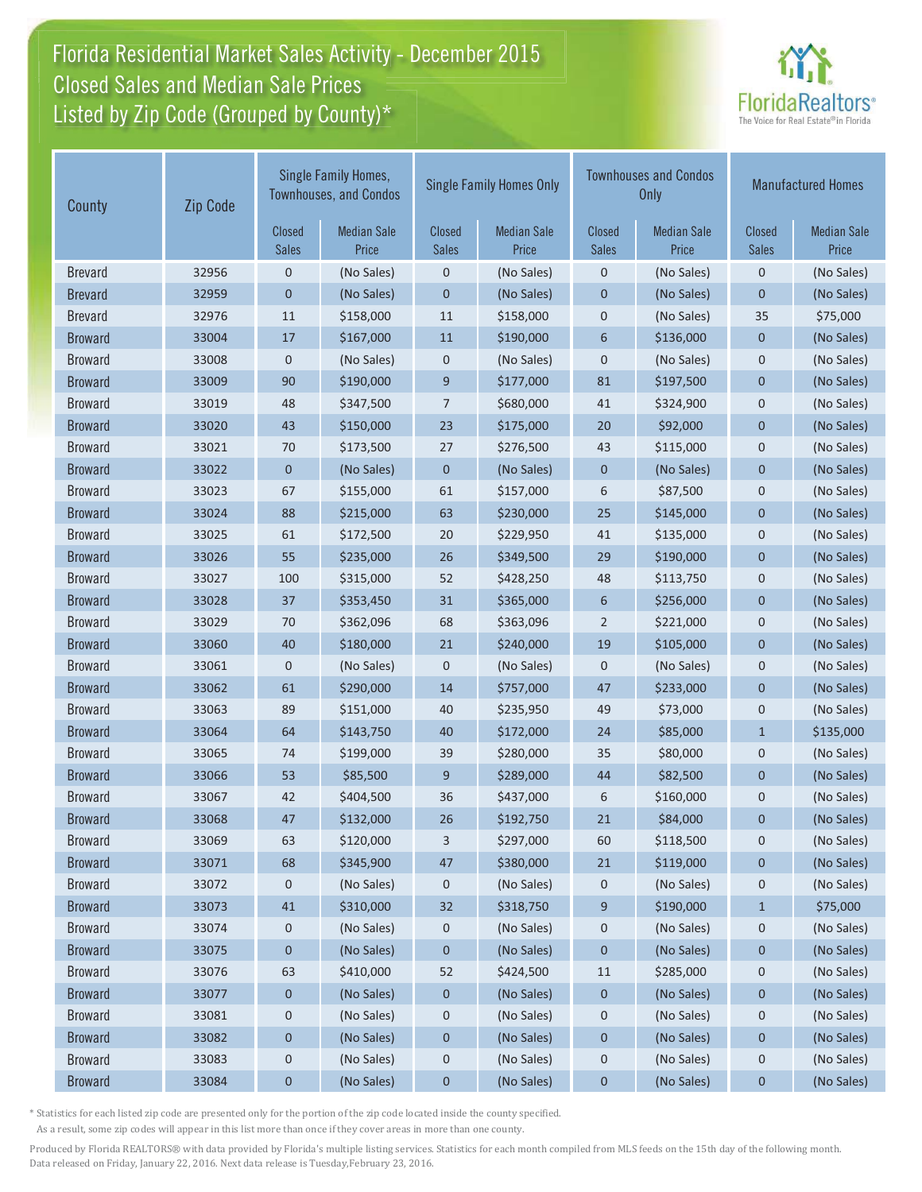# Florida Residential Market Sales Activity - December 2015
## Closed Sales and Median Sale Prices
## Listed by Zip Code (Grouped by County)*

FloridaRealtors®
The Voice for Real Estate® in Florida

| County | Zip Code | Single Family Homes, Townhouses, and Condos | | Single Family Homes Only | | Townhouses and Condos Only | | Manufactured Homes | |
|---|---|---|---|---|---|---|---|---|---|
| | | Closed Sales | Median Sale Price | Closed Sales | Median Sale Price | Closed Sales | Median Sale Price | Closed Sales | Median Sale Price |
| Brevard | 32956 | 0 | (No Sales) | 0 | (No Sales) | 0 | (No Sales) | 0 | (No Sales) |
| Brevard | 32959 | 0 | (No Sales) | 0 | (No Sales) | 0 | (No Sales) | 0 | (No Sales) |
| Brevard | 32976 | 11 | $158,000 | 11 | $158,000 | 0 | (No Sales) | 35 | $75,000 |
| Broward | 33004 | 17 | $167,000 | 11 | $190,000 | 6 | $136,000 | 0 | (No Sales) |
| Broward | 33008 | 0 | (No Sales) | 0 | (No Sales) | 0 | (No Sales) | 0 | (No Sales) |
| Broward | 33009 | 90 | $190,000 | 9 | $177,000 | 81 | $197,500 | 0 | (No Sales) |
| Broward | 33019 | 48 | $347,500 | 7 | $680,000 | 41 | $324,900 | 0 | (No Sales) |
| Broward | 33020 | 43 | $150,000 | 23 | $175,000 | 20 | $92,000 | 0 | (No Sales) |
| Broward | 33021 | 70 | $173,500 | 27 | $276,500 | 43 | $115,000 | 0 | (No Sales) |
| Broward | 33022 | 0 | (No Sales) | 0 | (No Sales) | 0 | (No Sales) | 0 | (No Sales) |
| Broward | 33023 | 67 | $155,000 | 61 | $157,000 | 6 | $87,500 | 0 | (No Sales) |
| Broward | 33024 | 88 | $215,000 | 63 | $230,000 | 25 | $145,000 | 0 | (No Sales) |
| Broward | 33025 | 61 | $172,500 | 20 | $229,950 | 41 | $135,000 | 0 | (No Sales) |
| Broward | 33026 | 55 | $235,000 | 26 | $349,500 | 29 | $190,000 | 0 | (No Sales) |
| Broward | 33027 | 100 | $315,000 | 52 | $428,250 | 48 | $113,750 | 0 | (No Sales) |
| Broward | 33028 | 37 | $353,450 | 31 | $365,000 | 6 | $256,000 | 0 | (No Sales) |
| Broward | 33029 | 70 | $362,096 | 68 | $363,096 | 2 | $221,000 | 0 | (No Sales) |
| Broward | 33060 | 40 | $180,000 | 21 | $240,000 | 19 | $105,000 | 0 | (No Sales) |
| Broward | 33061 | 0 | (No Sales) | 0 | (No Sales) | 0 | (No Sales) | 0 | (No Sales) |
| Broward | 33062 | 61 | $290,000 | 14 | $757,000 | 47 | $233,000 | 0 | (No Sales) |
| Broward | 33063 | 89 | $151,000 | 40 | $235,950 | 49 | $73,000 | 0 | (No Sales) |
| Broward | 33064 | 64 | $143,750 | 40 | $172,000 | 24 | $85,000 | 1 | $135,000 |
| Broward | 33065 | 74 | $199,000 | 39 | $280,000 | 35 | $80,000 | 0 | (No Sales) |
| Broward | 33066 | 53 | $85,500 | 9 | $289,000 | 44 | $82,500 | 0 | (No Sales) |
| Broward | 33067 | 42 | $404,500 | 36 | $437,000 | 6 | $160,000 | 0 | (No Sales) |
| Broward | 33068 | 47 | $132,000 | 26 | $192,750 | 21 | $84,000 | 0 | (No Sales) |
| Broward | 33069 | 63 | $120,000 | 3 | $297,000 | 60 | $118,500 | 0 | (No Sales) |
| Broward | 33071 | 68 | $345,900 | 47 | $380,000 | 21 | $119,000 | 0 | (No Sales) |
| Broward | 33072 | 0 | (No Sales) | 0 | (No Sales) | 0 | (No Sales) | 0 | (No Sales) |
| Broward | 33073 | 41 | $310,000 | 32 | $318,750 | 9 | $190,000 | 1 | $75,000 |
| Broward | 33074 | 0 | (No Sales) | 0 | (No Sales) | 0 | (No Sales) | 0 | (No Sales) |
| Broward | 33075 | 0 | (No Sales) | 0 | (No Sales) | 0 | (No Sales) | 0 | (No Sales) |
| Broward | 33076 | 63 | $410,000 | 52 | $424,500 | 11 | $285,000 | 0 | (No Sales) |
| Broward | 33077 | 0 | (No Sales) | 0 | (No Sales) | 0 | (No Sales) | 0 | (No Sales) |
| Broward | 33081 | 0 | (No Sales) | 0 | (No Sales) | 0 | (No Sales) | 0 | (No Sales) |
| Broward | 33082 | 0 | (No Sales) | 0 | (No Sales) | 0 | (No Sales) | 0 | (No Sales) |
| Broward | 33083 | 0 | (No Sales) | 0 | (No Sales) | 0 | (No Sales) | 0 | (No Sales) |
| Broward | 33084 | 0 | (No Sales) | 0 | (No Sales) | 0 | (No Sales) | 0 | (No Sales) |

\* Statistics for each listed zip code are presented only for the portion of the zip code located inside the county specified.
As a result, some zip codes will appear in this list more than once if they cover areas in more than one county.

Produced by Florida REALTORS® with data provided by Florida's multiple listing services. Statistics for each month compiled from MLS feeds on the 15th day of the following month.
Data released on Friday, January 22, 2016. Next data release is Tuesday, February 23, 2016.